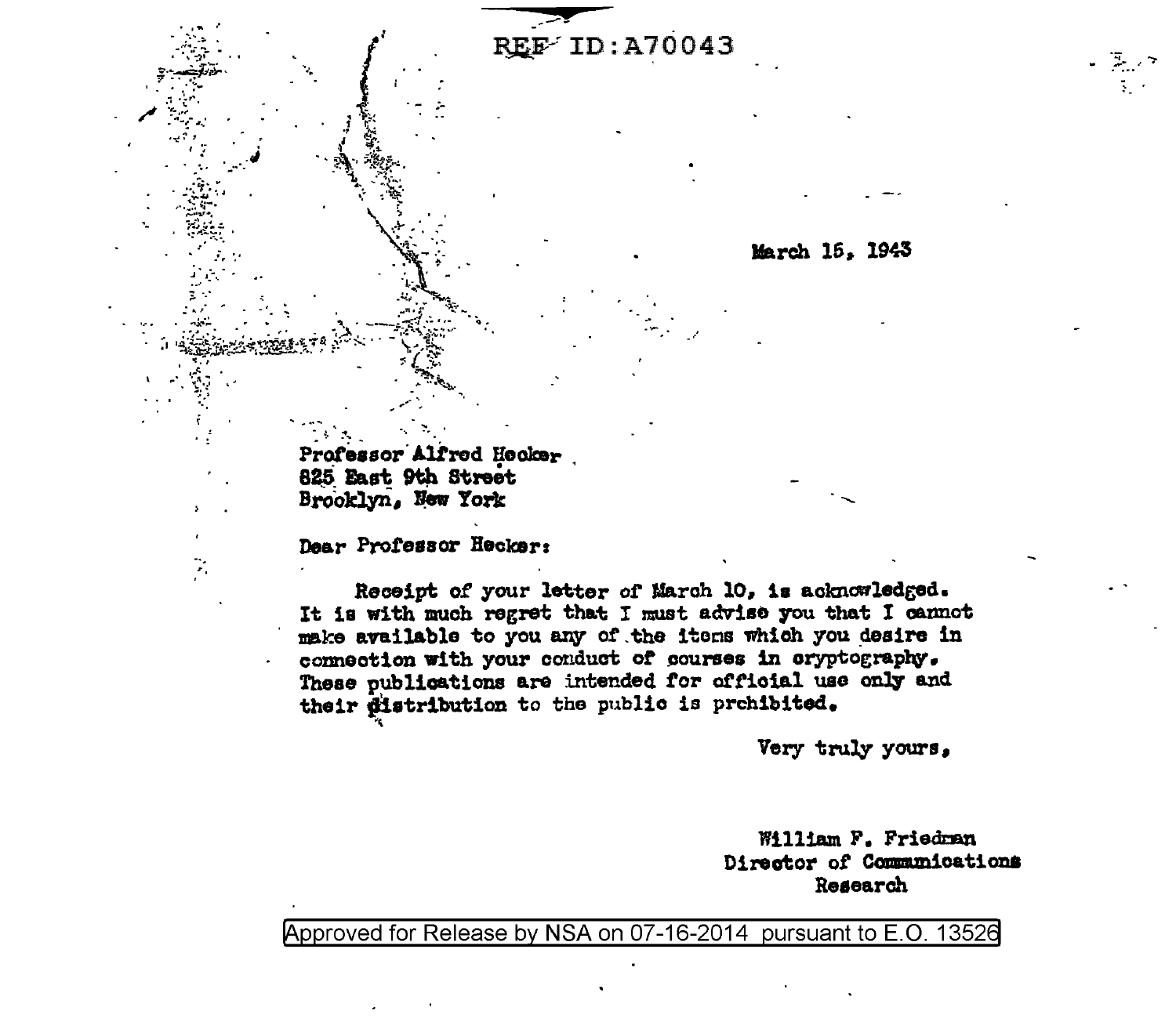REF ID:A70043

March 15, 1943

Professor Alfred Hecker
825 East 9th Street
Brooklyn, New York

Dear Professor Hecker:

Receipt of your letter of March 10, is acknowledged. It is with much regret that I must advise you that I cannot make available to you any of the items which you desire in connection with your conduct of courses in cryptography. These publications are intended for official use only and their distribution to the public is prohibited.

Very truly yours,

William F. Friedman
Director of Communications Research

Approved for Release by NSA on 07-16-2014 pursuant to E.O. 13526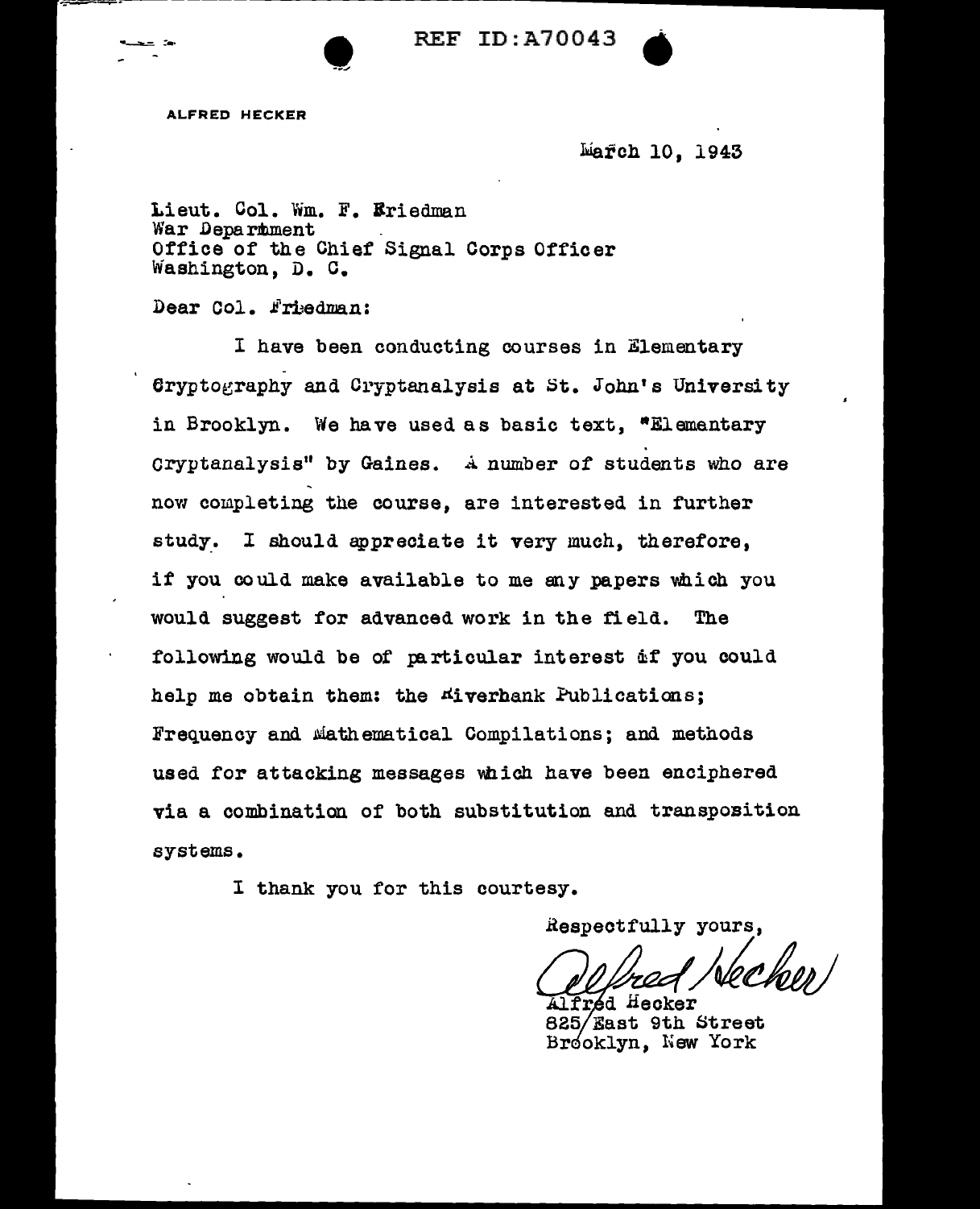ALFRED HECKER

March 10, 1943

Lieut. Col. Wm. F. Friedman
War Department
Office of the Chief Signal Corps Officer
Washington, D. C.

Dear Col. Friedman:

I have been conducting courses in Elementary Cryptography and Cryptanalysis at St. John's University in Brooklyn. We have used as basic text, "Elementary Cryptanalysis" by Gaines. A number of students who are now completing the course, are interested in further study. I should appreciate it very much, therefore, if you could make available to me any papers which you would suggest for advanced work in the field. The following would be of particular interest if you could help me obtain them: the Riverbank Publications; Frequency and Mathematical Compilations; and methods used for attacking messages which have been enciphered via a combination of both substitution and transposition systems.

I thank you for this courtesy.

Respectfully yours,

Alfred Hecker

Alfred Hecker
825 East 9th Street
Brooklyn, New York